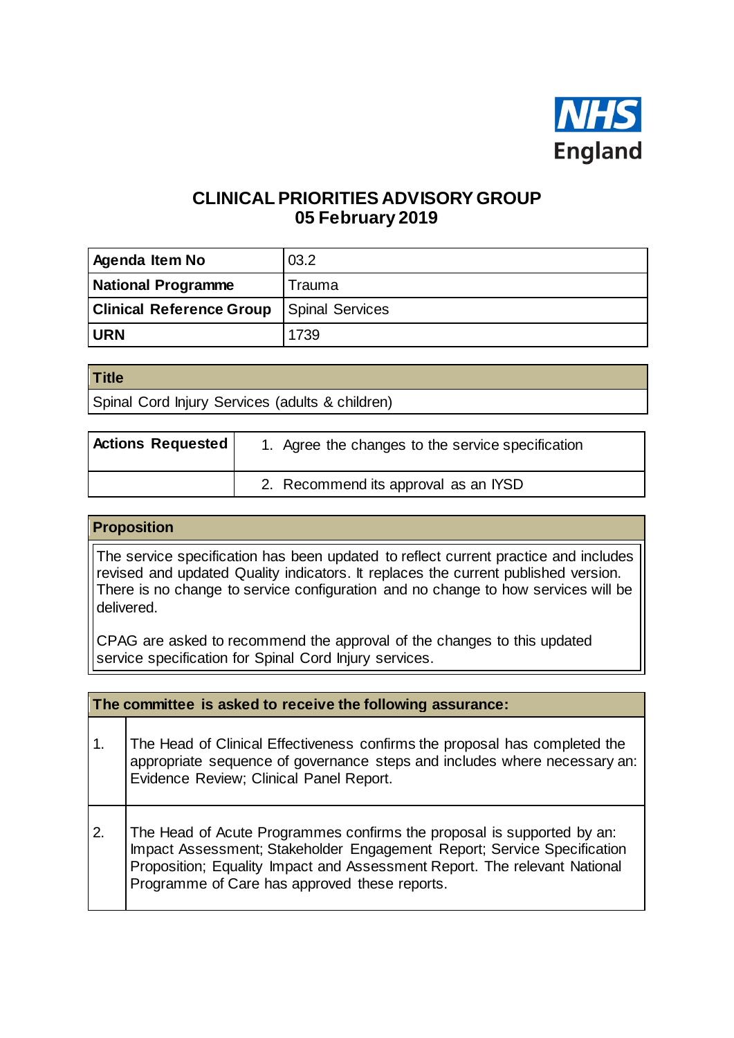# CLINICAL PRIORITIES ADVISORY GROUP
## 05 February 2019

| | |
|---|---|
| **Agenda Item No** | 03.2 |
| **National Programme** | Trauma |
| **Clinical Reference Group** | Spinal Services |
| **URN** | 1739 |

| **Title** |
|---|
| Spinal Cord Injury Services (adults & children) |

| | |
|---|---|
| **Actions Requested** | 1. Agree the changes to the service specification |
| | 2. Recommend its approval as an IYSD |

| **Proposition** |
|---|
| The service specification has been updated to reflect current practice and includes revised and updated Quality indicators. It replaces the current published version. There is no change to service configuration and no change to how services will be delivered.<br><br>CPAG are asked to recommend the approval of the changes to this updated service specification for Spinal Cord Injury services. |

| **The committee is asked to receive the following assurance:** | |
|---|---|
| 1. | The Head of Clinical Effectiveness confirms the proposal has completed the appropriate sequence of governance steps and includes where necessary an: Evidence Review; Clinical Panel Report. |
| 2. | The Head of Acute Programmes confirms the proposal is supported by an: Impact Assessment; Stakeholder Engagement Report; Service Specification Proposition; Equality Impact and Assessment Report. The relevant National Programme of Care has approved these reports. |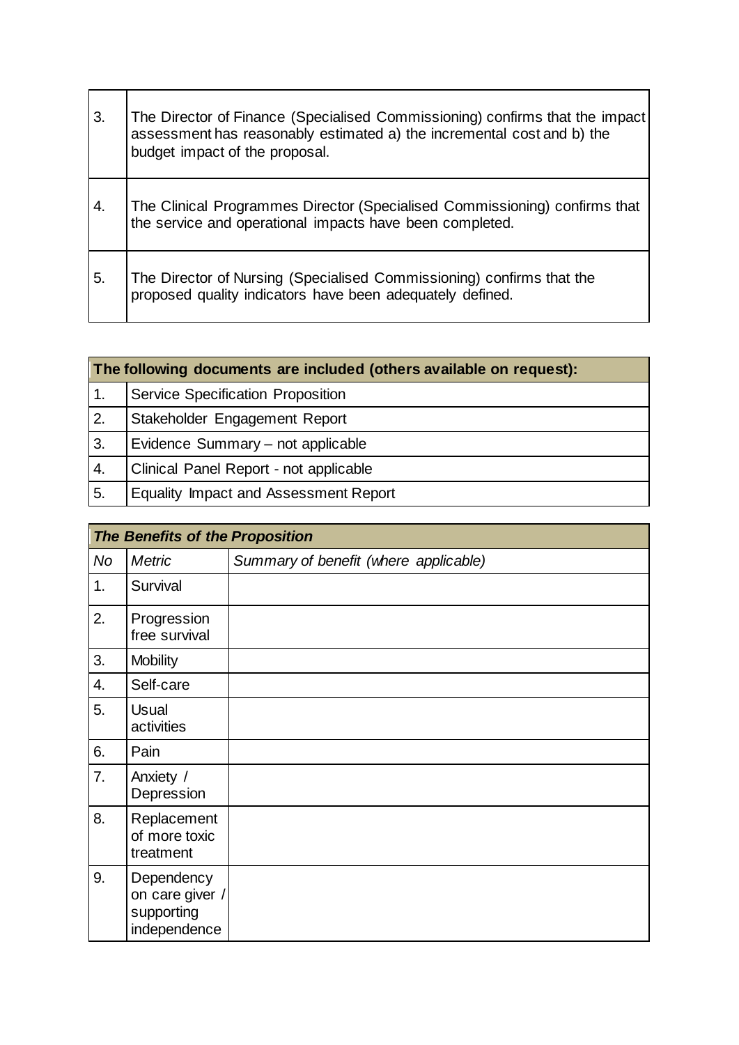| | |
|---|---|
| 3. | The Director of Finance (Specialised Commissioning) confirms that the impact assessment has reasonably estimated a) the incremental cost and b) the budget impact of the proposal. |
| 4. | The Clinical Programmes Director (Specialised Commissioning) confirms that the service and operational impacts have been completed. |
| 5. | The Director of Nursing (Specialised Commissioning) confirms that the proposed quality indicators have been adequately defined. |

| **The following documents are included (others available on request):** | |
|---|---|
| 1. | Service Specification Proposition |
| 2. | Stakeholder Engagement Report |
| 3. | Evidence Summary – not applicable |
| 4. | Clinical Panel Report - not applicable |
| 5. | Equality Impact and Assessment Report |

| ***The Benefits of the Proposition*** | | |
|---|---|---|
| *No* | *Metric* | *Summary of benefit (where applicable)* |
| 1. | Survival | |
| 2. | Progression free survival | |
| 3. | Mobility | |
| 4. | Self-care | |
| 5. | Usual activities | |
| 6. | Pain | |
| 7. | Anxiety / Depression | |
| 8. | Replacement of more toxic treatment | |
| 9. | Dependency on care giver / supporting independence | |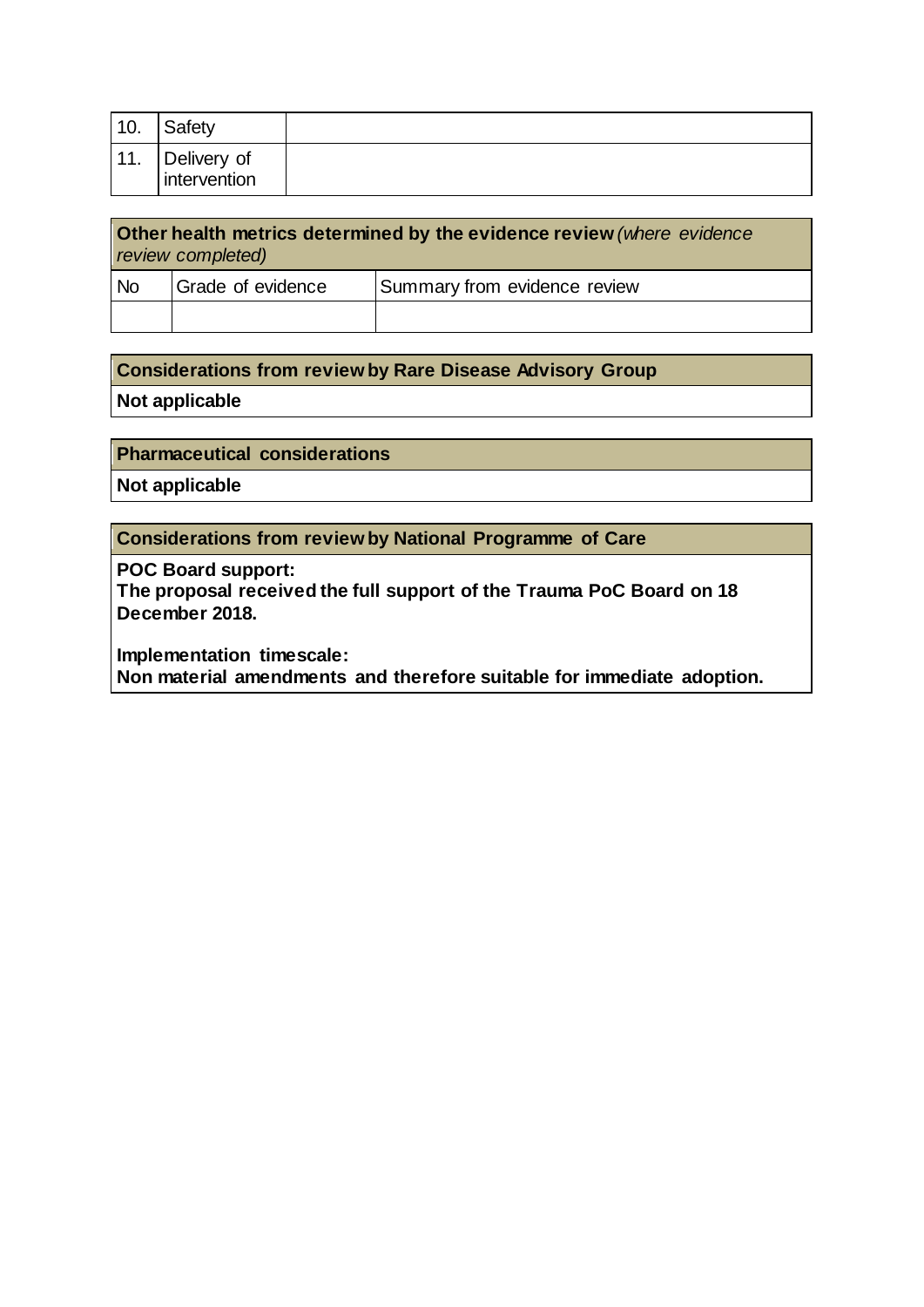| | | |
|---|---|---|
| 10. | Safety | |
| 11. | Delivery of intervention | |

| **Other health metrics determined by the evidence review** *(where evidence review completed)* | | |
|---|---|---|
| No | Grade of evidence | Summary from evidence review |
| | | |

| **Considerations from review by Rare Disease Advisory Group** |
|---|
| **Not applicable** |

| **Pharmaceutical considerations** |
|---|
| **Not applicable** |

| **Considerations from review by National Programme of Care** |
|---|
| **POC Board support:**<br>**The proposal received the full support of the Trauma PoC Board on 18 December 2018.**<br><br>**Implementation timescale:**<br>**Non material amendments and therefore suitable for immediate adoption.** |